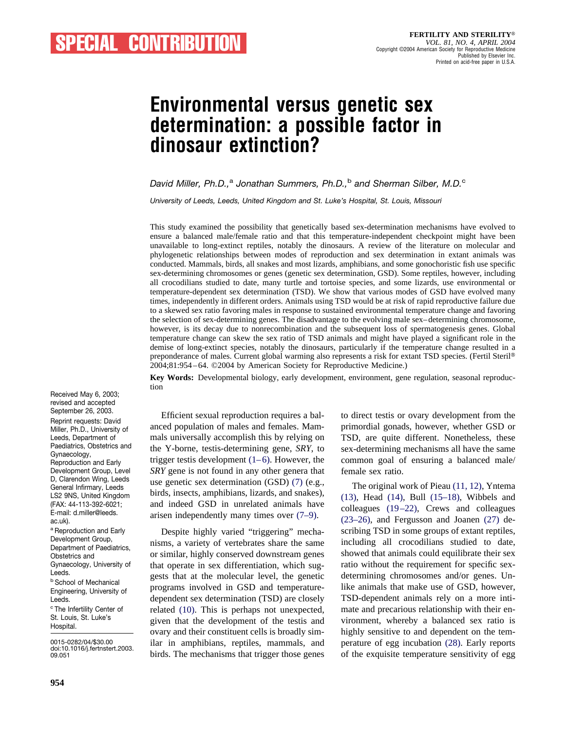SPECIAL CONTRIBUTION

# Environmental versus genetic sex determination: a possible factor in dinosaur extinction?

*David Miller, Ph.D.,*[a] *Jonathan Summers, Ph.D.,*[b] *and Sherman Silber, M.D.*[c]

*University of Leeds, Leeds, United Kingdom and St. Luke's Hospital, St. Louis, Missouri*

This study examined the possibility that genetically based sex-determination mechanisms have evolved to ensure a balanced population of males and females and that this temperature-independent checkpoint might have been unavailable to long-extinct reptiles, notably the dinosaurs. A review of the literature on molecular and phylogenetic relationships between modes of reproduction and sex determination in extant animals was conducted. Mammals, birds, all snakes and most lizards, amphibians, and some gonochoristic fish use specific sex-determining chromosomes or genes (genetic sex determination, GSD). Some reptiles, however, including all crocodilians studied to date, many turtle and tortoise species, and some lizards, use environmental or temperature-dependent sex determination (TSD). We show that various modes of GSD have evolved many times, independently in different orders. Animals using TSD would be at risk of rapid reproductive failure due to a skewed sex ratio favoring males in response to sustained environmental temperature change and favoring the selection of sex-determining genes. The disadvantage to the evolving male sex–determining chromosome, however, is its decay due to nonrecombination and the subsequent loss of spermatogenesis genes. Global temperature change can skew the sex ratio of TSD animals and might have played a significant role in the demise of long-extinct species, notably the dinosaurs, particularly if the temperature change resulted in a preponderance of males. Current global warming also represents a risk for extant TSD species. (Fertil Steril® 2004;81:954–64. ©2004 by American Society for Reproductive Medicine.)

**Key Words:** Developmental biology, early development, environment, gene regulation, seasonal reproduction

Received May 6, 2003; revised and accepted September 26, 2003.

Reprint requests: David Miller, Ph.D., University of Leeds, Department of Paediatrics, Obstetrics and Gynaecology, Reproduction and Early Development Group, Level D, Clarendon Wing, Leeds General Infirmary, Leeds LS2 9NS, United Kingdom (FAX: 44-113-392-6021; E-mail: d.miller@leeds.ac.uk).

[a] Reproduction and Early Development Group, Department of Paediatrics, Obstetrics and Gynaecology, University of Leeds.

[b] School of Mechanical Engineering, University of Leeds.

[c] The Infertility Center of St. Louis, St. Luke's Hospital.

0015-0282/04/$30.00
doi:10.1016/j.fertnstert.2003.09.051

Efficient sexual reproduction requires a balanced population of males and females. Mammals universally accomplish this by relying on the Y-borne, testis-determining gene, *SRY*, to trigger testis development (1–6). However, the *SRY* gene is not found in any other genera that use genetic sex determination (GSD) (7) (e.g., birds, insects, amphibians, lizards, and snakes), and indeed GSD in unrelated animals have arisen independently many times over (7–9).

Despite highly varied "triggering" mechanisms, a variety of vertebrates share the same or similar, highly conserved downstream genes that operate in sex differentiation, which suggests that at the molecular level, the genetic programs involved in GSD and temperature-dependent sex determination (TSD) are closely related (10). This is perhaps not unexpected, given that the development of the testis and ovary and their constituent cells is broadly similar in amphibians, reptiles, mammals, and birds. The mechanisms that trigger those genes to direct testis or ovary development from the primordial gonads, however, whether GSD or TSD, are quite different. Nonetheless, these sex-determining mechanisms all have the same common goal of ensuring a balanced male/female sex ratio.

The original work of Pieau (11, 12), Yntema (13), Head (14), Bull (15–18), Wibbels and colleagues (19–22), Crews and colleagues (23–26), and Fergusson and Joanen (27) describing TSD in some groups of extant reptiles, including all crocodilians studied to date, showed that animals could equilibrate their sex ratio without the requirement for specific sex-determining chromosomes and/or genes. Unlike animals that make use of GSD, however, TSD-dependent animals rely on a more intimate and precarious relationship with their environment, whereby a balanced sex ratio is highly sensitive to and dependent on the temperature of egg incubation (28). Early reports of the exquisite temperature sensitivity of egg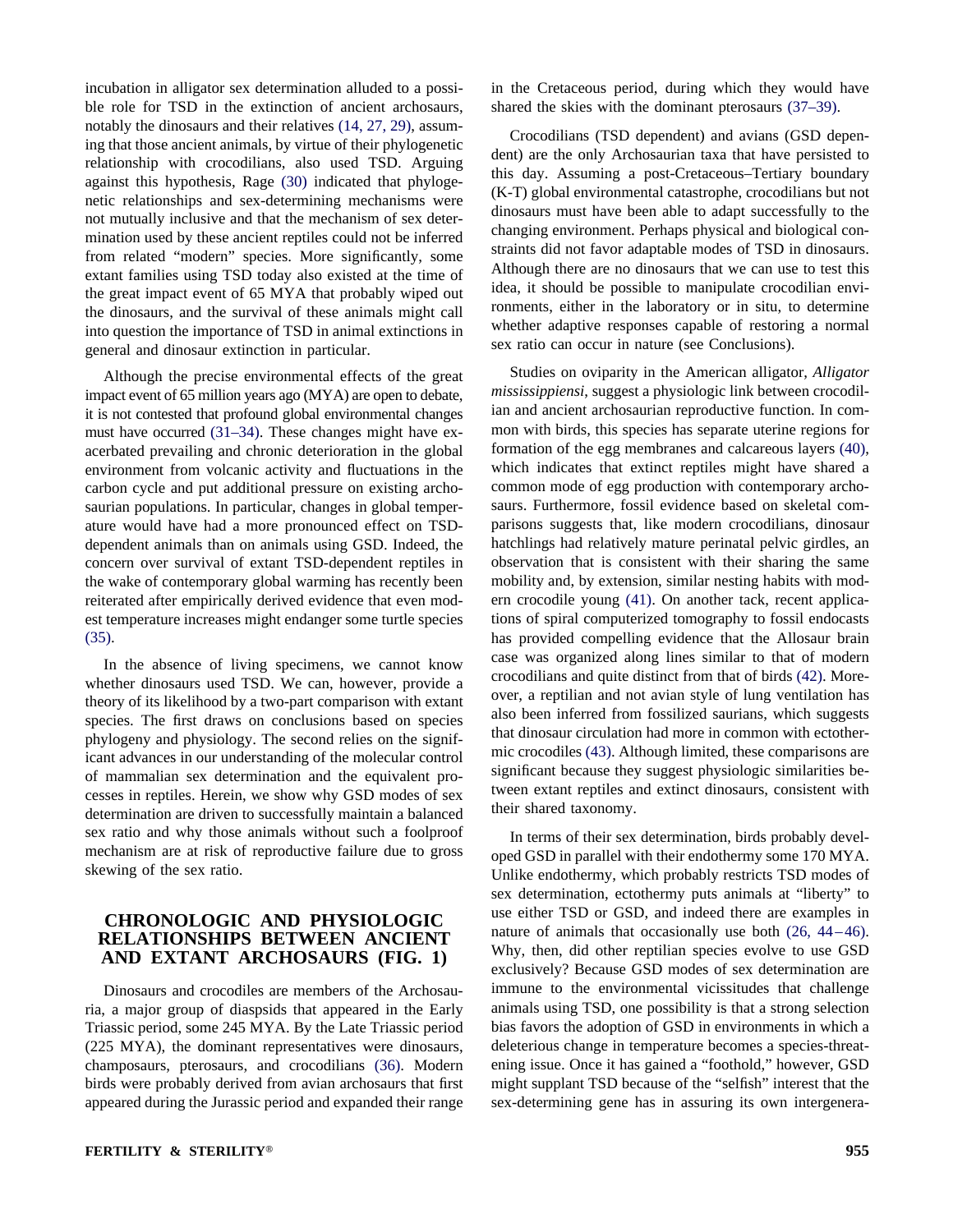incubation in alligator sex determination alluded to a possible role for TSD in the extinction of ancient archosaurs, notably the dinosaurs and their relatives (14, 27, 29), assuming that those ancient animals, by virtue of their phylogenetic relationship with crocodilians, also used TSD. Arguing against this hypothesis, Rage (30) indicated that phylogenetic relationships and sex-determining mechanisms were not mutually inclusive and that the mechanism of sex determination used by these ancient reptiles could not be inferred from related "modern" species. More significantly, some extant families using TSD today also existed at the time of the great impact event of 65 MYA that probably wiped out the dinosaurs, and the survival of these animals might call into question the importance of TSD in animal extinctions in general and dinosaur extinction in particular.

Although the precise environmental effects of the great impact event of 65 million years ago (MYA) are open to debate, it is not contested that profound global environmental changes must have occurred (31–34). These changes might have exacerbated prevailing and chronic deterioration in the global environment from volcanic activity and fluctuations in the carbon cycle and put additional pressure on existing archosaurian populations. In particular, changes in global temperature would have had a more pronounced effect on TSD-dependent animals than on animals using GSD. Indeed, the concern over survival of extant TSD-dependent reptiles in the wake of contemporary global warming has recently been reiterated after empirically derived evidence that even modest temperature increases might endanger some turtle species (35).

In the absence of living specimens, we cannot know whether dinosaurs used TSD. We can, however, provide a theory of its likelihood by a two-part comparison with extant species. The first draws on conclusions based on species phylogeny and physiology. The second relies on the significant advances in our understanding of the molecular control of mammalian sex determination and the equivalent processes in reptiles. Herein, we show why GSD modes of sex determination are driven to successfully maintain a balanced sex ratio and why those animals without such a foolproof mechanism are at risk of reproductive failure due to gross skewing of the sex ratio.

## CHRONOLOGIC AND PHYSIOLOGIC RELATIONSHIPS BETWEEN ANCIENT AND EXTANT ARCHOSAURS (FIG. 1)

Dinosaurs and crocodiles are members of the Archosauria, a major group of diaspsids that appeared in the Early Triassic period, some 245 MYA. By the Late Triassic period (225 MYA), the dominant representatives were dinosaurs, champosaurs, pterosaurs, and crocodilians (36). Modern birds were probably derived from avian archosaurs that first appeared during the Jurassic period and expanded their range in the Cretaceous period, during which they would have shared the skies with the dominant pterosaurs (37–39).

Crocodilians (TSD dependent) and avians (GSD dependent) are the only Archosaurian taxa that have persisted to this day. Assuming a post-Cretaceous–Tertiary boundary (K-T) global environmental catastrophe, crocodilians but not dinosaurs must have been able to adapt successfully to the changing environment. Perhaps physical and biological constraints did not favor adaptable modes of TSD in dinosaurs. Although there are no dinosaurs that we can use to test this idea, it should be possible to manipulate crocodilian environments, either in the laboratory or in situ, to determine whether adaptive responses capable of restoring a normal sex ratio can occur in nature (see Conclusions).

Studies on oviparity in the American alligator, *Alligator mississippiensi*, suggest a physiologic link between crocodilian and ancient archosaurian reproductive function. In common with birds, this species has separate uterine regions for formation of the egg membranes and calcareous layers (40), which indicates that extinct reptiles might have shared a common mode of egg production with contemporary archosaurs. Furthermore, fossil evidence based on skeletal comparisons suggests that, like modern crocodilians, dinosaur hatchlings had relatively mature perinatal pelvic girdles, an observation that is consistent with their sharing the same mobility and, by extension, similar nesting habits with modern crocodile young (41). On another tack, recent applications of spiral computerized tomography to fossil endocasts has provided compelling evidence that the Allosaur brain case was organized along lines similar to that of modern crocodilians and quite distinct from that of birds (42). Moreover, a reptilian and not avian style of lung ventilation has also been inferred from fossilized saurians, which suggests that dinosaur circulation had more in common with ectothermic crocodiles (43). Although limited, these comparisons are significant because they suggest physiologic similarities between extant reptiles and extinct dinosaurs, consistent with their shared taxonomy.

In terms of their sex determination, birds probably developed GSD in parallel with their endothermy some 170 MYA. Unlike endothermy, which probably restricts TSD modes of sex determination, ectothermy puts animals at "liberty" to use either TSD or GSD, and indeed there are examples in nature of animals that occasionally use both (26, 44–46). Why, then, did other reptilian species evolve to use GSD exclusively? Because GSD modes of sex determination are immune to the environmental vicissitudes that challenge animals using TSD, one possibility is that a strong selection bias favors the adoption of GSD in environments in which a deleterious change in temperature becomes a species-threatening issue. Once it has gained a "foothold," however, GSD might supplant TSD because of the "selfish" interest that the sex-determining gene has in assuring its own intergenera-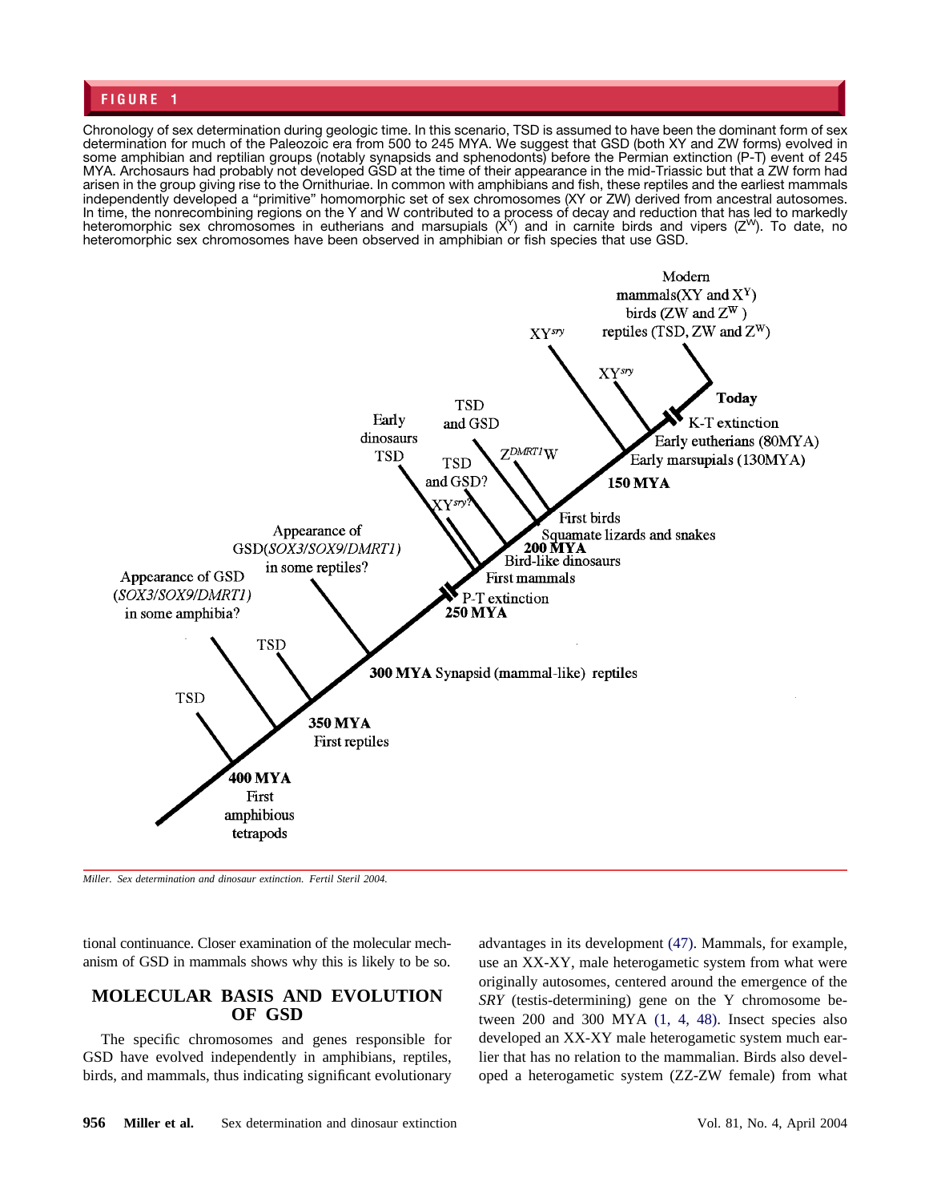**FIGURE 1**

Chronology of sex determination during geologic time. In this scenario, TSD is assumed to have been the dominant form of sex determination for much of the Paleozoic era from 500 to 245 MYA. We suggest that GSD (both XY and ZW forms) evolved in some amphibian and reptilian groups (notably synapsids and sphenodonts) before the Permian extinction (P-T) event of 245 MYA. Archosaurs had probably not developed GSD at the time of their appearance in the mid-Triassic but that a ZW form had arisen in the group giving rise to the Ornithuriae. In common with amphibians and fish, these reptiles and the earliest mammals independently developed a "primitive" homomorphic set of sex chromosomes (XY or ZW) derived from ancestral autosomes. In time, the nonrecombining regions on the Y and W contributed to a process of decay and reduction that has led to markedly heteromorphic sex chromosomes in eutherians and marsupials ($X^Y$) and in carnite birds and vipers ($Z^W$). To date, no heteromorphic sex chromosomes have been observed in amphibian or fish species that use GSD.

*Miller. Sex determination and dinosaur extinction. Fertil Steril 2004.*

tional continuance. Closer examination of the molecular mechanism of GSD in mammals shows why this is likely to be so.

## MOLECULAR BASIS AND EVOLUTION OF GSD

The specific chromosomes and genes responsible for GSD have evolved independently in amphibians, reptiles, birds, and mammals, thus indicating significant evolutionary advantages in its development (47). Mammals, for example, use an XX-XY, male heterogametic system from what were originally autosomes, centered around the emergence of the *SRY* (testis-determining) gene on the Y chromosome between 200 and 300 MYA (1, 4, 48). Insect species also developed an XX-XY male heterogametic system much earlier that has no relation to the mammalian. Birds also developed a heterogametic system (ZZ-ZW female) from what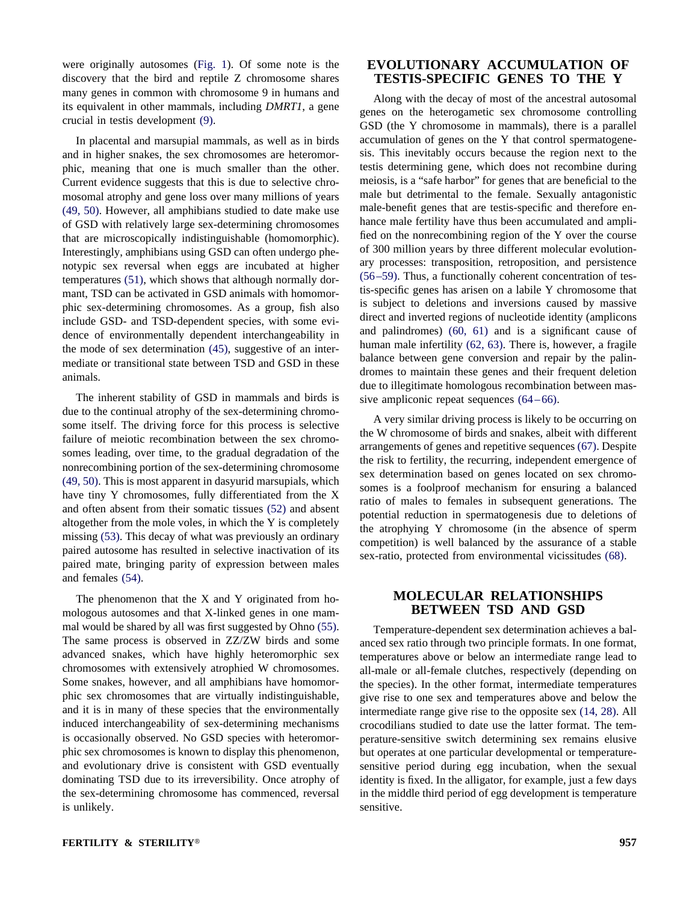were originally autosomes (Fig. 1). Of some note is the discovery that the bird and reptile Z chromosome shares many genes in common with chromosome 9 in humans and its equivalent in other mammals, including *DMRT1,* a gene crucial in testis development (9).

In placental and marsupial mammals, as well as in birds and in higher snakes, the sex chromosomes are heteromorphic, meaning that one is much smaller than the other. Current evidence suggests that this is due to selective chromosomal atrophy and gene loss over many millions of years (49, 50). However, all amphibians studied to date make use of GSD with relatively large sex-determining chromosomes that are microscopically indistinguishable (homomorphic). Interestingly, amphibians using GSD can often undergo phenotypic sex reversal when eggs are incubated at higher temperatures (51), which shows that although normally dormant, TSD can be activated in GSD animals with homomorphic sex-determining chromosomes. As a group, fish also include GSD- and TSD-dependent species, with some evidence of environmentally dependent interchangeability in the mode of sex determination (45), suggestive of an intermediate or transitional state between TSD and GSD in these animals.

The inherent stability of GSD in mammals and birds is due to the continual atrophy of the sex-determining chromosome itself. The driving force for this process is selective failure of meiotic recombination between the sex chromosomes leading, over time, to the gradual degradation of the nonrecombining portion of the sex-determining chromosome (49, 50). This is most apparent in dasyurid marsupials, which have tiny Y chromosomes, fully differentiated from the X and often absent from their somatic tissues (52) and absent altogether from the mole voles, in which the Y is completely missing (53). This decay of what was previously an ordinary paired autosome has resulted in selective inactivation of its paired mate, bringing parity of expression between males and females (54).

The phenomenon that the X and Y originated from homologous autosomes and that X-linked genes in one mammal would be shared by all was first suggested by Ohno (55). The same process is observed in ZZ/ZW birds and some advanced snakes, which have highly heteromorphic sex chromosomes with extensively atrophied W chromosomes. Some snakes, however, and all amphibians have homomorphic sex chromosomes that are virtually indistinguishable, and it is in many of these species that the environmentally induced interchangeability of sex-determining mechanisms is occasionally observed. No GSD species with heteromorphic sex chromosomes is known to display this phenomenon, and evolutionary drive is consistent with GSD eventually dominating TSD due to its irreversibility. Once atrophy of the sex-determining chromosome has commenced, reversal is unlikely.

## EVOLUTIONARY ACCUMULATION OF TESTIS-SPECIFIC GENES TO THE Y

Along with the decay of most of the ancestral autosomal genes on the heterogametic sex chromosome controlling GSD (the Y chromosome in mammals), there is a parallel accumulation of genes on the Y that control spermatogenesis. This inevitably occurs because the region next to the testis determining gene, which does not recombine during meiosis, is a "safe harbor" for genes that are beneficial to the male but detrimental to the female. Sexually antagonistic male-benefit genes that are testis-specific and therefore enhance male fertility have thus been accumulated and amplified on the nonrecombining region of the Y over the course of 300 million years by three different molecular evolutionary processes: transposition, retroposition, and persistence (56–59). Thus, a functionally coherent concentration of testis-specific genes has arisen on a labile Y chromosome that is subject to deletions and inversions caused by massive direct and inverted regions of nucleotide identity (amplicons and palindromes) (60, 61) and is a significant cause of human male infertility (62, 63). There is, however, a fragile balance between gene conversion and repair by the palindromes to maintain these genes and their frequent deletion due to illegitimate homologous recombination between massive ampliconic repeat sequences (64–66).

A very similar driving process is likely to be occurring on the W chromosome of birds and snakes, albeit with different arrangements of genes and repetitive sequences (67). Despite the risk to fertility, the recurring, independent emergence of sex determination based on genes located on sex chromosomes is a foolproof mechanism for ensuring a balanced ratio of males to females in subsequent generations. The potential reduction in spermatogenesis due to deletions of the atrophying Y chromosome (in the absence of sperm competition) is well balanced by the assurance of a stable sex-ratio, protected from environmental vicissitudes (68).

## MOLECULAR RELATIONSHIPS BETWEEN TSD AND GSD

Temperature-dependent sex determination achieves a balanced sex ratio through two principle formats. In one format, temperatures above or below an intermediate range lead to all-male or all-female clutches, respectively (depending on the species). In the other format, intermediate temperatures give rise to one sex and temperatures above and below the intermediate range give rise to the opposite sex (14, 28). All crocodilians studied to date use the latter format. The temperature-sensitive switch determining sex remains elusive but operates at one particular developmental or temperature-sensitive period during egg incubation, when the sexual identity is fixed. In the alligator, for example, just a few days in the middle third period of egg development is temperature sensitive.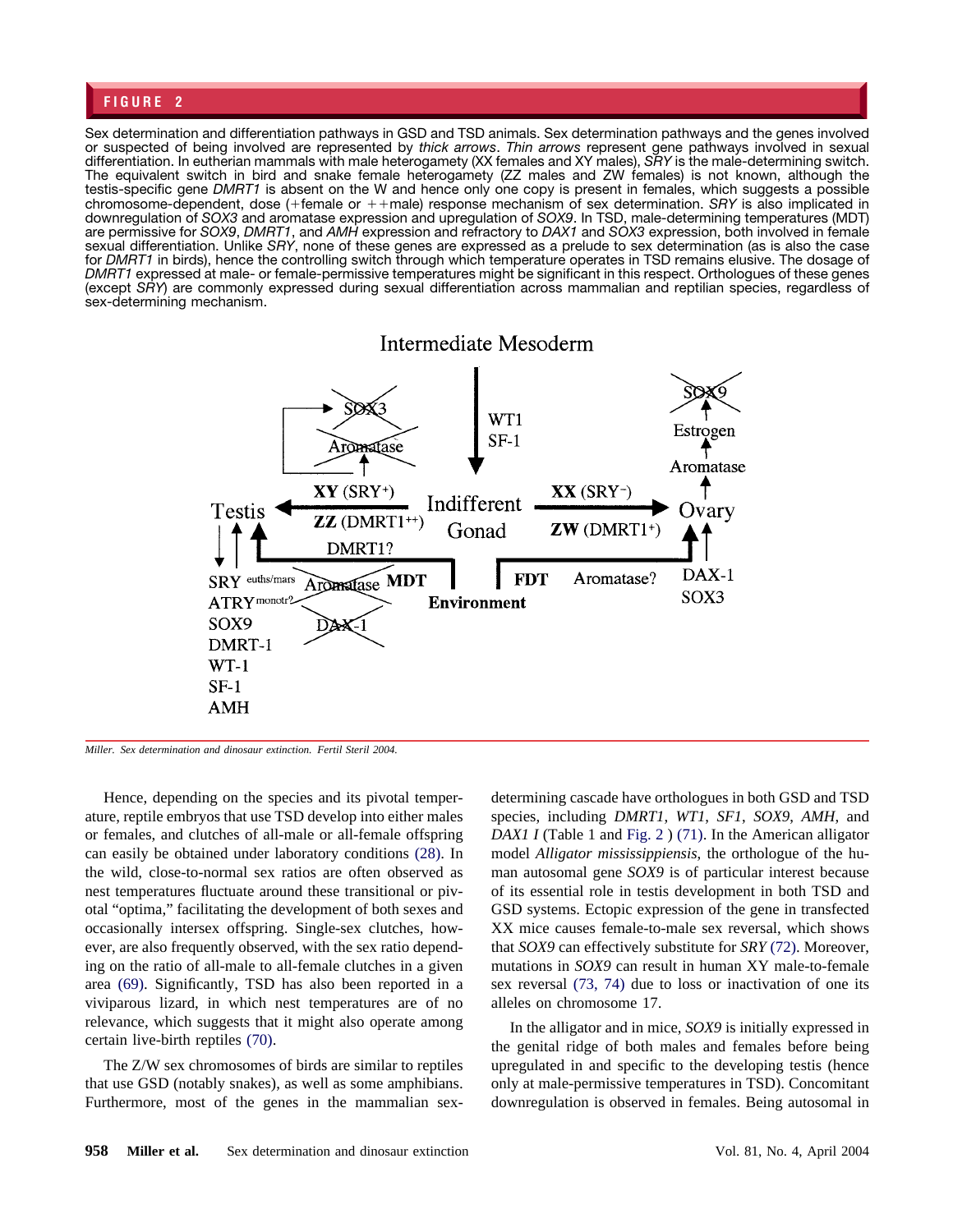**FIGURE 2**

Sex determination and differentiation pathways in GSD and TSD animals. Sex determination pathways and the genes involved or suspected of being involved are represented by *thick arrows*. *Thin arrows* represent gene pathways involved in sexual differentiation. In eutherian mammals with male heterogamety (XX females and XY males), *SRY* is the male-determining switch. The equivalent switch in bird and snake female heterogamety (ZZ males and ZW females) is not known, although the testis-specific gene *DMRT1* is absent on the W and hence only one copy is present in females, which suggests a possible chromosome-dependent, dose (+female or ++male) response mechanism of sex determination. *SRY* is also implicated in downregulation of *SOX3* and aromatase expression and upregulation of *SOX9*. In TSD, male-determining temperatures (MDT) are permissive for *SOX9*, *DMRT1*, and *AMH* expression and refractory to *DAX1* and *SOX3* expression, both involved in female sexual differentiation. Unlike *SRY*, none of these genes are expressed as a prelude to sex determination (as is also the case for *DMRT1* in birds), hence the controlling switch through which temperature operates in TSD remains elusive. The dosage of *DMRT1* expressed at male- or female-permissive temperatures might be significant in this respect. Orthologues of these genes (except *SRY*) are commonly expressed during sexual differentiation across mammalian and reptilian species, regardless of sex-determining mechanism.

*Miller. Sex determination and dinosaur extinction. Fertil Steril 2004.*

Hence, depending on the species and its pivotal temperature, reptile embryos that use TSD develop into either males or females, and clutches of all-male or all-female offspring can easily be obtained under laboratory conditions (28). In the wild, close-to-normal sex ratios are often observed as nest temperatures fluctuate around these transitional or pivotal "optima," facilitating the development of both sexes and occasionally intersex offspring. Single-sex clutches, however, are also frequently observed, with the sex ratio depending on the ratio of all-male to all-female clutches in a given area (69). Significantly, TSD has also been reported in a viviparous lizard, in which nest temperatures are of no relevance, which suggests that it might also operate among certain live-birth reptiles (70).

The Z/W sex chromosomes of birds are similar to reptiles that use GSD (notably snakes), as well as some amphibians. Furthermore, most of the genes in the mammalian sex-determining cascade have orthologues in both GSD and TSD species, including *DMRT1*, *WT1*, *SF1*, *SOX9*, *AMH*, and *DAX1 I* (Table 1 and Fig. 2 ) (71). In the American alligator model *Alligator mississippiensis*, the orthologue of the human autosomal gene *SOX9* is of particular interest because of its essential role in testis development in both TSD and GSD systems. Ectopic expression of the gene in transfected XX mice causes female-to-male sex reversal, which shows that *SOX9* can effectively substitute for *SRY* (72). Moreover, mutations in *SOX9* can result in human XY male-to-female sex reversal (73, 74) due to loss or inactivation of one its alleles on chromosome 17.

In the alligator and in mice, *SOX9* is initially expressed in the genital ridge of both males and females before being upregulated in and specific to the developing testis (hence only at male-permissive temperatures in TSD). Concomitant downregulation is observed in females. Being autosomal in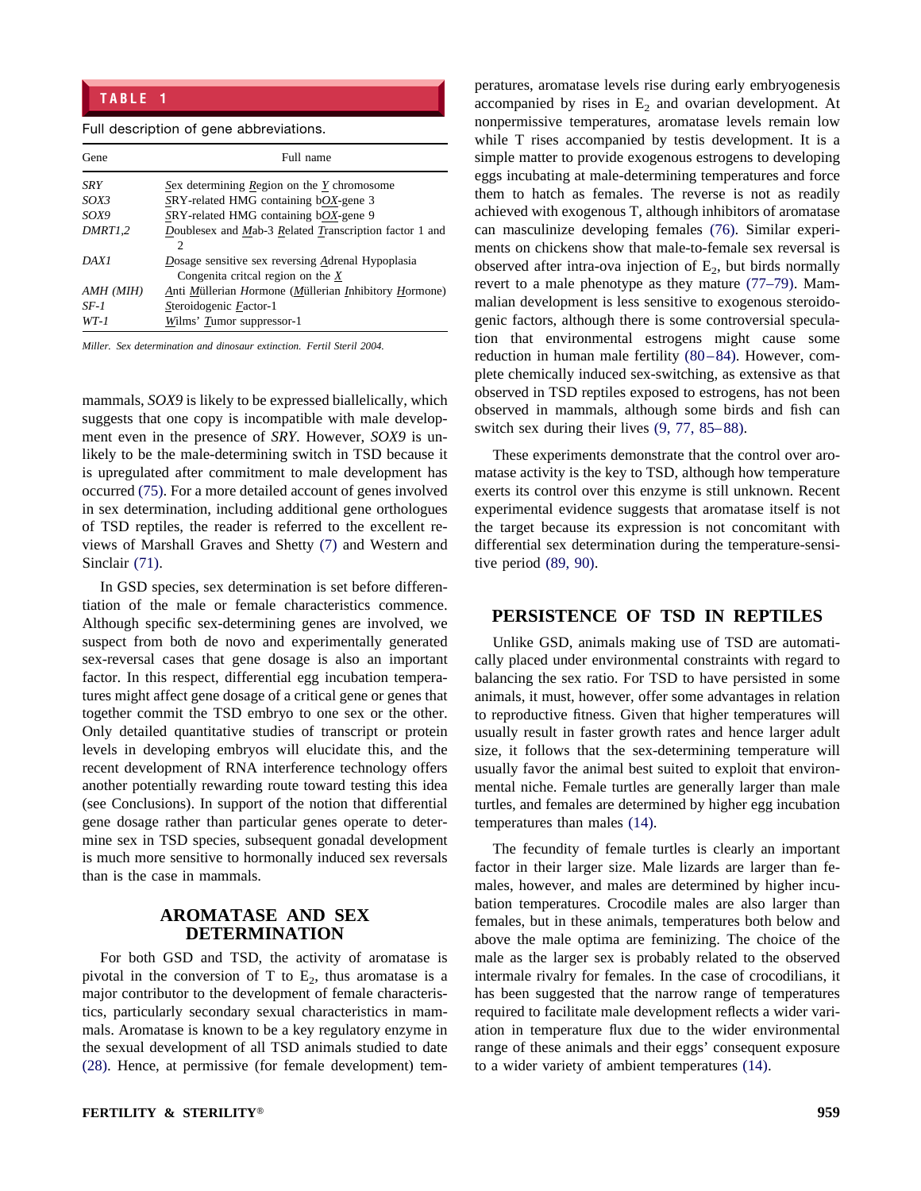**TABLE 1**

Full description of gene abbreviations.

| Gene | Full name |
| --- | --- |
| *SRY* | Sex determining Region on the Y chromosome |
| *SOX3* | SRY-related HMG containing bOX-gene 3 |
| *SOX9* | SRY-related HMG containing bOX-gene 9 |
| *DMRT1,2* | Doublesex and Mab-3 Related Transcription factor 1 and 2 |
| *DAX1* | Dosage sensitive sex reversing Adrenal Hypoplasia Congenita critcal region on the X |
| *AMH (MIH)* | Anti Müllerian Hormone (Müllerian Inhibitory Hormone) |
| *SF-1* | Steroidogenic Factor-1 |
| *WT-1* | Wilms' Tumor suppressor-1 |

*Miller. Sex determination and dinosaur extinction. Fertil Steril 2004.*

mammals, *SOX9* is likely to be expressed biallelically, which suggests that one copy is incompatible with male development even in the presence of *SRY*. However, *SOX9* is unlikely to be the male-determining switch in TSD because it is upregulated after commitment to male development has occurred (75). For a more detailed account of genes involved in sex determination, including additional gene orthologues of TSD reptiles, the reader is referred to the excellent reviews of Marshall Graves and Shetty (7) and Western and Sinclair (71).

In GSD species, sex determination is set before differentiation of the male or female characteristics commence. Although specific sex-determining genes are involved, we suspect from both de novo and experimentally generated sex-reversal cases that gene dosage is also an important factor. In this respect, differential egg incubation temperatures might affect gene dosage of a critical gene or genes that together commit the TSD embryo to one sex or the other. Only detailed quantitative studies of transcript or protein levels in developing embryos will elucidate this, and the recent development of RNA interference technology offers another potentially rewarding route toward testing this idea (see Conclusions). In support of the notion that differential gene dosage rather than particular genes operate to determine sex in TSD species, subsequent gonadal development is much more sensitive to hormonally induced sex reversals than is the case in mammals.

## AROMATASE AND SEX DETERMINATION

For both GSD and TSD, the activity of aromatase is pivotal in the conversion of T to $E_2$, thus aromatase is a major contributor to the development of female characteristics, particularly secondary sexual characteristics in mammals. Aromatase is known to be a key regulatory enzyme in the sexual development of all TSD animals studied to date (28). Hence, at permissive (for female development) temperatures, aromatase levels rise during early embryogenesis accompanied by rises in $E_2$ and ovarian development. At nonpermissive temperatures, aromatase levels remain low while T rises accompanied by testis development. It is a simple matter to provide exogenous estrogens to developing eggs incubating at male-determining temperatures and force them to hatch as females. The reverse is not as readily achieved with exogenous T, although inhibitors of aromatase can masculinize developing females (76). Similar experiments on chickens show that male-to-female sex reversal is observed after intra-ova injection of $E_2$, but birds normally revert to a male phenotype as they mature (77–79). Mammalian development is less sensitive to exogenous steroidogenic factors, although there is some controversial speculation that environmental estrogens might cause some reduction in human male fertility (80–84). However, complete chemically induced sex-switching, as extensive as that observed in TSD reptiles exposed to estrogens, has not been observed in mammals, although some birds and fish can switch sex during their lives (9, 77, 85–88).

These experiments demonstrate that the control over aromatase activity is the key to TSD, although how temperature exerts its control over this enzyme is still unknown. Recent experimental evidence suggests that aromatase itself is not the target because its expression is not concomitant with differential sex determination during the temperature-sensitive period (89, 90).

## PERSISTENCE OF TSD IN REPTILES

Unlike GSD, animals making use of TSD are automatically placed under environmental constraints with regard to balancing the sex ratio. For TSD to have persisted in some animals, it must, however, offer some advantages in relation to reproductive fitness. Given that higher temperatures will usually result in faster growth rates and hence larger adult size, it follows that the sex-determining temperature will usually favor the animal best suited to exploit that environmental niche. Female turtles are generally larger than male turtles, and females are determined by higher egg incubation temperatures than males (14).

The fecundity of female turtles is clearly an important factor in their larger size. Male lizards are larger than females, however, and males are determined by higher incubation temperatures. Crocodile males are also larger than females, but in these animals, temperatures both below and above the male optima are feminizing. The choice of the male as the larger sex is probably related to the observed intermale rivalry for females. In the case of crocodilians, it has been suggested that the narrow range of temperatures required to facilitate male development reflects a wider variation in temperature flux due to the wider environmental range of these animals and their eggs' consequent exposure to a wider variety of ambient temperatures (14).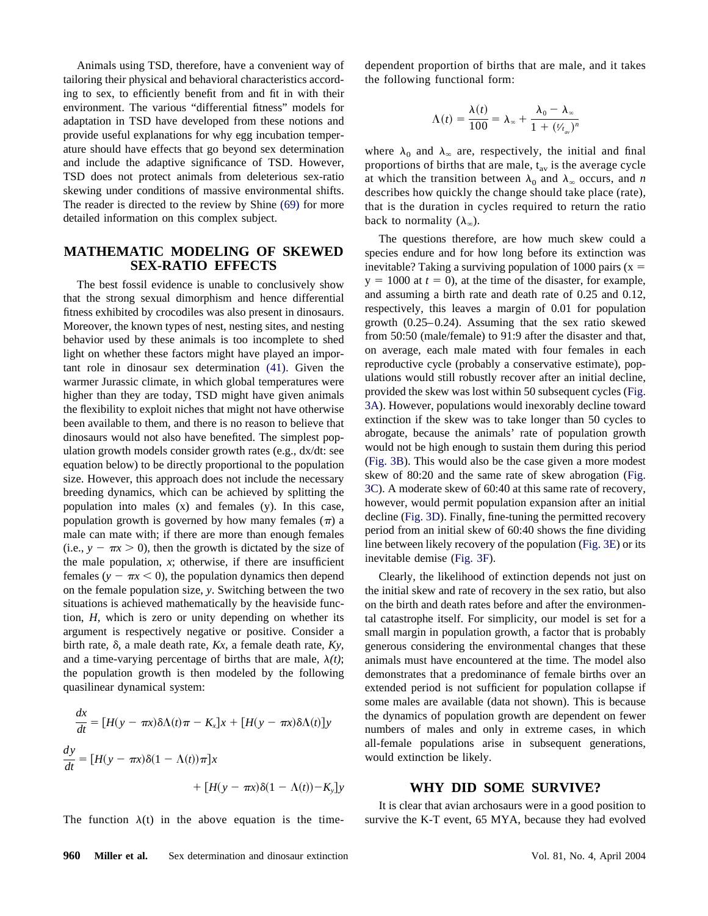Animals using TSD, therefore, have a convenient way of tailoring their physical and behavioral characteristics according to sex, to efficiently benefit from and fit in with their environment. The various "differential fitness" models for adaptation in TSD have developed from these notions and provide useful explanations for why egg incubation temperature should have effects that go beyond sex determination and include the adaptive significance of TSD. However, TSD does not protect animals from deleterious sex-ratio skewing under conditions of massive environmental shifts. The reader is directed to the review by Shine (69) for more detailed information on this complex subject.

## MATHEMATIC MODELING OF SKEWED SEX-RATIO EFFECTS

The best fossil evidence is unable to conclusively show that the strong sexual dimorphism and hence differential fitness exhibited by crocodiles was also present in dinosaurs. Moreover, the known types of nest, nesting sites, and nesting behavior used by these animals is too incomplete to shed light on whether these factors might have played an important role in dinosaur sex determination (41). Given the warmer Jurassic climate, in which global temperatures were higher than they are today, TSD might have given animals the flexibility to exploit niches that might not have otherwise been available to them, and there is no reason to believe that dinosaurs would not also have benefited. The simplest population growth models consider growth rates (e.g., dx/dt: see equation below) to be directly proportional to the population size. However, this approach does not include the necessary breeding dynamics, which can be achieved by splitting the population into males ($x$) and females ($y$). In this case, population growth is governed by how many females ($\pi$) a male can mate with; if there are more than enough females (i.e., $y - \pi x > 0$), then the growth is dictated by the size of the male population, $x$; otherwise, if there are insufficient females ($y - \pi x < 0$), the population dynamics then depend on the female population size, $y$. Switching between the two situations is achieved mathematically by the heaviside function, $H$, which is zero or unity depending on whether its argument is respectively negative or positive. Consider a birth rate, $\delta$, a male death rate, $Kx$, a female death rate, $Ky$, and a time-varying percentage of births that are male, $\lambda(t)$; the population growth is then modeled by the following quasilinear dynamical system:

$$\frac{dx}{dt} = [H(y - \pi x)\delta\Lambda(t)\pi - K_x]x + [H(y - \pi x)\delta\Lambda(t)]y$$

$$\frac{dy}{dt} = [H(y - \pi x)\delta(1 - \Lambda(t))\pi]x + [H(y - \pi x)\delta(1 - \Lambda(t)) - K_y]y$$

The function $\lambda(t)$ in the above equation is the time-dependent proportion of births that are male, and it takes the following functional form:

$$\Lambda(t) = \frac{\lambda(t)}{100} = \lambda_\infty + \frac{\lambda_0 - \lambda_\infty}{1 + (t/t_{av})^n}$$

where $\lambda_0$ and $\lambda_\infty$ are, respectively, the initial and final proportions of births that are male, $t_{av}$ is the average cycle at which the transition between $\lambda_0$ and $\lambda_\infty$ occurs, and $n$ describes how quickly the change should take place (rate), that is the duration in cycles required to return the ratio back to normality ($\lambda_\infty$).

The questions therefore, are how much skew could a species endure and for how long before its extinction was inevitable? Taking a surviving population of 1000 pairs ($x = y = 1000$ at $t = 0$), at the time of the disaster, for example, and assuming a birth rate and death rate of 0.25 and 0.12, respectively, this leaves a margin of 0.01 for population growth (0.25–0.24). Assuming that the sex ratio skewed from 50:50 (male/female) to 91:9 after the disaster and that, on average, each male mated with four females in each reproductive cycle (probably a conservative estimate), populations would still robustly recover after an initial decline, provided the skew was lost within 50 subsequent cycles (Fig. 3A). However, populations would inexorably decline toward extinction if the skew was to take longer than 50 cycles to abrogate, because the animals' rate of population growth would not be high enough to sustain them during this period (Fig. 3B). This would also be the case given a more modest skew of 80:20 and the same rate of skew abrogation (Fig. 3C). A moderate skew of 60:40 at this same rate of recovery, however, would permit population expansion after an initial decline (Fig. 3D). Finally, fine-tuning the permitted recovery period from an initial skew of 60:40 shows the fine dividing line between likely recovery of the population (Fig. 3E) or its inevitable demise (Fig. 3F).

Clearly, the likelihood of extinction depends not just on the initial skew and rate of recovery in the sex ratio, but also on the birth and death rates before and after the environmental catastrophe itself. For simplicity, our model is set for a small margin in population growth, a factor that is probably generous considering the environmental changes that these animals must have encountered at the time. The model also demonstrates that a predominance of female births over an extended period is not sufficient for population collapse if some males are available (data not shown). This is because the dynamics of population growth are dependent on fewer numbers of males and only in extreme cases, in which all-female populations arise in subsequent generations, would extinction be likely.

## WHY DID SOME SURVIVE?

It is clear that avian archosaurs were in a good position to survive the K-T event, 65 MYA, because they had evolved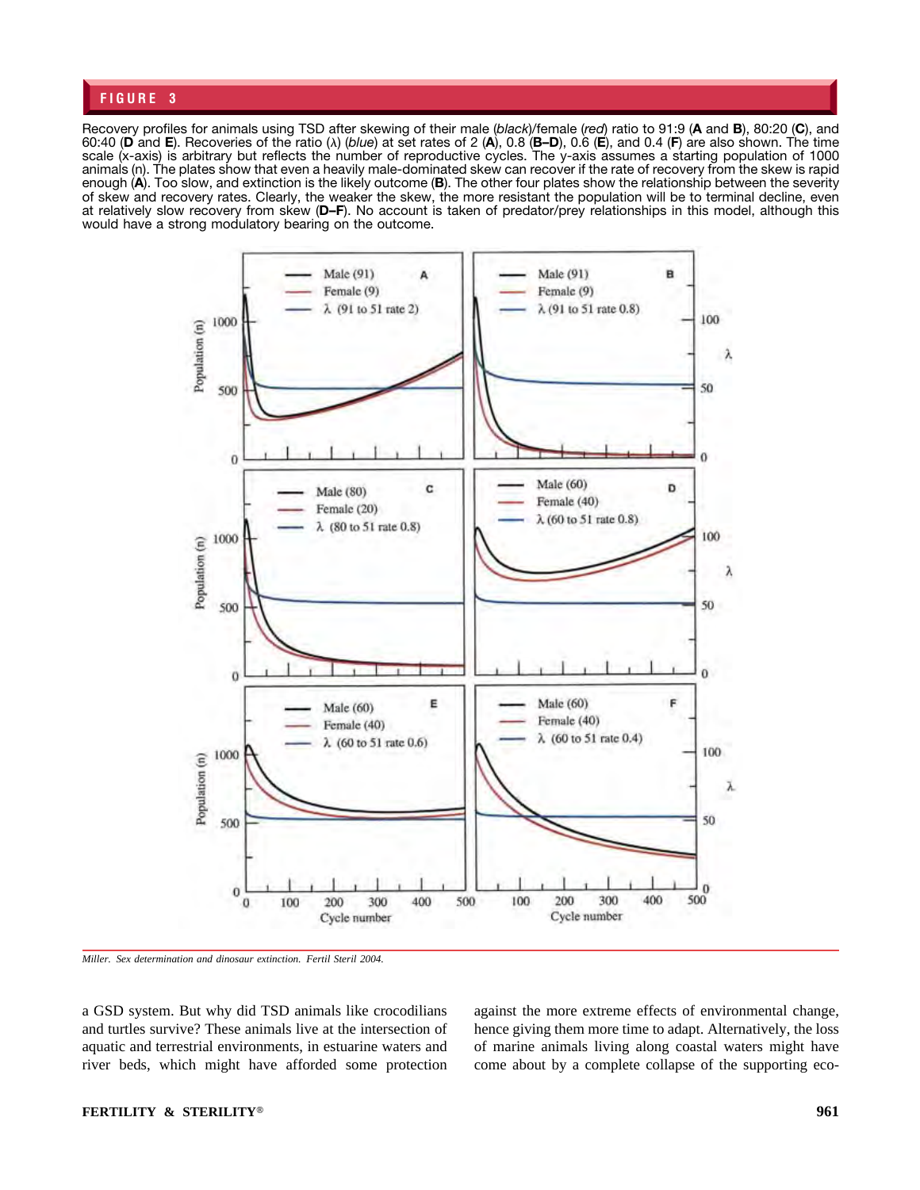## FIGURE 3

Recovery profiles for animals using TSD after skewing of their male (*black*)/female (*red*) ratio to 91:9 (**A** and **B**), 80:20 (**C**), and 60:40 (**D** and **E**). Recoveries of the ratio (λ) (*blue*) at set rates of 2 (**A**), 0.8 (**B–D**), 0.6 (**E**), and 0.4 (**F**) are also shown. The time scale (x-axis) is arbitrary but reflects the number of reproductive cycles. The y-axis assumes a starting population of 1000 animals (n). The plates show that even a heavily male-dominated skew can recover if the rate of recovery from the skew is rapid enough (**A**). Too slow, and extinction is the likely outcome (**B**). The other four plates show the relationship between the severity of skew and recovery rates. Clearly, the weaker the skew, the more resistant the population will be to terminal decline, even at relatively slow recovery from skew (**D–F**). No account is taken of predator/prey relationships in this model, although this would have a strong modulatory bearing on the outcome.

*Miller. Sex determination and dinosaur extinction. Fertil Steril 2004.*

a GSD system. But why did TSD animals like crocodilians and turtles survive? These animals live at the intersection of aquatic and terrestrial environments, in estuarine waters and river beds, which might have afforded some protection against the more extreme effects of environmental change, hence giving them more time to adapt. Alternatively, the loss of marine animals living along coastal waters might have come about by a complete collapse of the supporting eco-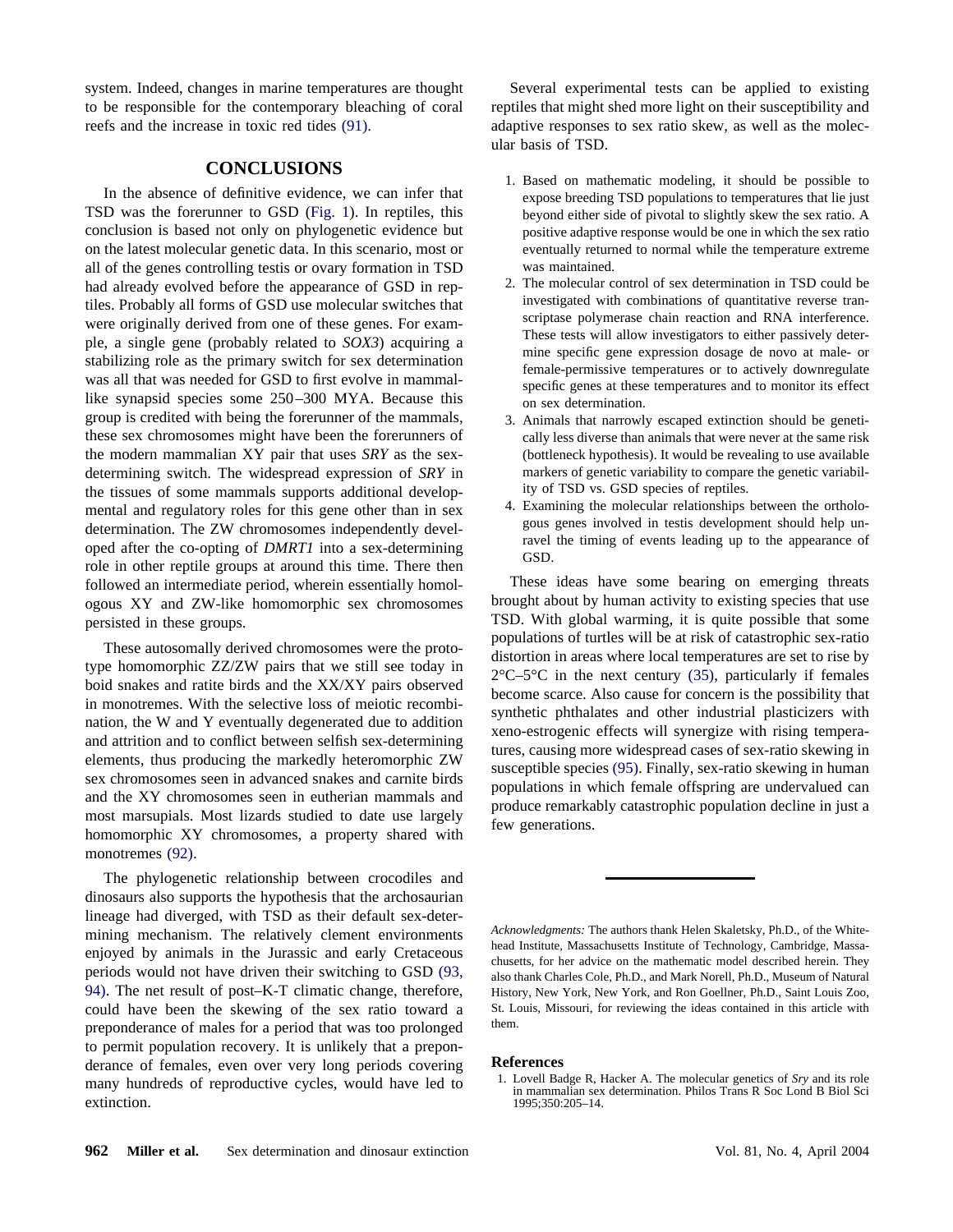system. Indeed, changes in marine temperatures are thought to be responsible for the contemporary bleaching of coral reefs and the increase in toxic red tides (91).

## CONCLUSIONS

In the absence of definitive evidence, we can infer that TSD was the forerunner to GSD (Fig. 1). In reptiles, this conclusion is based not only on phylogenetic evidence but on the latest molecular genetic data. In this scenario, most or all of the genes controlling testis or ovary formation in TSD had already evolved before the appearance of GSD in reptiles. Probably all forms of GSD use molecular switches that were originally derived from one of these genes. For example, a single gene (probably related to *SOX3*) acquiring a stabilizing role as the primary switch for sex determination was all that was needed for GSD to first evolve in mammal-like synapsid species some 250–300 MYA. Because this group is credited with being the forerunner of the mammals, these sex chromosomes might have been the forerunners of the modern mammalian XY pair that uses *SRY* as the sex-determining switch. The widespread expression of *SRY* in the tissues of some mammals supports additional developmental and regulatory roles for this gene other than in sex determination. The ZW chromosomes independently developed after the co-opting of *DMRT1* into a sex-determining role in other reptile groups at around this time. There then followed an intermediate period, wherein essentially homologous XY and ZW-like homomorphic sex chromosomes persisted in these groups.

These autosomally derived chromosomes were the prototype homomorphic ZZ/ZW pairs that we still see today in boid snakes and ratite birds and the XX/XY pairs observed in monotremes. With the selective loss of meiotic recombination, the W and Y eventually degenerated due to addition and attrition and to conflict between selfish sex-determining elements, thus producing the markedly heteromorphic ZW sex chromosomes seen in advanced snakes and carnite birds and the XY chromosomes seen in eutherian mammals and most marsupials. Most lizards studied to date use largely homomorphic XY chromosomes, a property shared with monotremes (92).

The phylogenetic relationship between crocodiles and dinosaurs also supports the hypothesis that the archosaurian lineage had diverged, with TSD as their default sex-determining mechanism. The relatively clement environments enjoyed by animals in the Jurassic and early Cretaceous periods would not have driven their switching to GSD (93, 94). The net result of post–K-T climatic change, therefore, could have been the skewing of the sex ratio toward a preponderance of males for a period that was too prolonged to permit population recovery. It is unlikely that a preponderance of females, even over very long periods covering many hundreds of reproductive cycles, would have led to extinction.

Several experimental tests can be applied to existing reptiles that might shed more light on their susceptibility and adaptive responses to sex ratio skew, as well as the molecular basis of TSD.

1. Based on mathematic modeling, it should be possible to expose breeding TSD populations to temperatures that lie just beyond either side of pivotal to slightly skew the sex ratio. A positive adaptive response would be one in which the sex ratio eventually returned to normal while the temperature extreme was maintained.
2. The molecular control of sex determination in TSD could be investigated with combinations of quantitative reverse transcriptase polymerase chain reaction and RNA interference. These tests will allow investigators to either passively determine specific gene expression dosage de novo at male- or female-permissive temperatures or to actively downregulate specific genes at these temperatures and to monitor its effect on sex determination.
3. Animals that narrowly escaped extinction should be genetically less diverse than animals that were never at the same risk (bottleneck hypothesis). It would be revealing to use available markers of genetic variability to compare the genetic variability of TSD vs. GSD species of reptiles.
4. Examining the molecular relationships between the orthologous genes involved in testis development should help unravel the timing of events leading up to the appearance of GSD.

These ideas have some bearing on emerging threats brought about by human activity to existing species that use TSD. With global warming, it is quite possible that some populations of turtles will be at risk of catastrophic sex-ratio distortion in areas where local temperatures are set to rise by 2°C–5°C in the next century (35), particularly if females become scarce. Also cause for concern is the possibility that synthetic phthalates and other industrial plasticizers with xeno-estrogenic effects will synergize with rising temperatures, causing more widespread cases of sex-ratio skewing in susceptible species (95). Finally, sex-ratio skewing in human populations in which female offspring are undervalued can produce remarkably catastrophic population decline in just a few generations.

*Acknowledgments:* The authors thank Helen Skaletsky, Ph.D., of the Whitehead Institute, Massachusetts Institute of Technology, Cambridge, Massachusetts, for her advice on the mathematic model described herein. They also thank Charles Cole, Ph.D., and Mark Norell, Ph.D., Museum of Natural History, New York, New York, and Ron Goellner, Ph.D., Saint Louis Zoo, St. Louis, Missouri, for reviewing the ideas contained in this article with them.

### References

1. Lovell Badge R, Hacker A. The molecular genetics of *Sry* and its role in mammalian sex determination. Philos Trans R Soc Lond B Biol Sci 1995;350:205–14.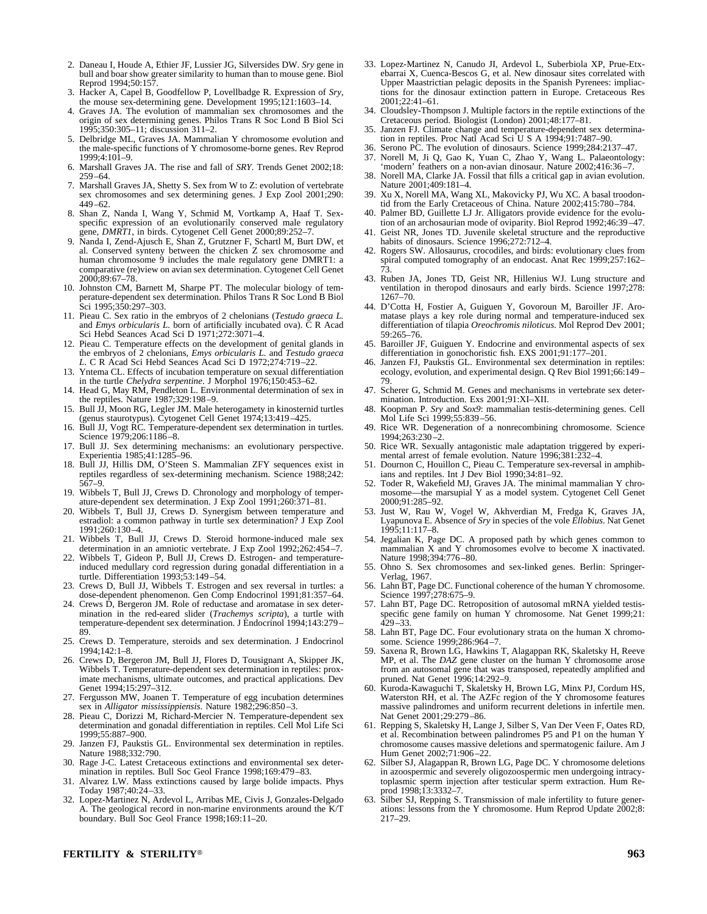2. Daneau I, Houde A, Ethier JF, Lussier JG, Silversides DW. *Sry* gene in bull and boar show greater similarity to human than to mouse gene. Biol Reprod 1994;50:157.
3. Hacker A, Capel B, Goodfellow P, Lovellbadge R. Expression of *Sry*, the mouse sex-determining gene. Development 1995;121:1603–14.
4. Graves JA. The evolution of mammalian sex chromosomes and the origin of sex determining genes. Philos Trans R Soc Lond B Biol Sci 1995;350:305–11; discussion 311–2.
5. Delbridge ML, Graves JA. Mammalian Y chromosome evolution and the male-specific functions of Y chromosome-borne genes. Rev Reprod 1999;4:101–9.
6. Marshall Graves JA. The rise and fall of *SRY*. Trends Genet 2002;18: 259–64.
7. Marshall Graves JA, Shetty S. Sex from W to Z: evolution of vertebrate sex chromosomes and sex determining genes. J Exp Zool 2001;290: 449–62.
8. Shan Z, Nanda I, Wang Y, Schmid M, Vortkamp A, Haaf T. Sex-specific expression of an evolutionarily conserved male regulatory gene, *DMRT1*, in birds. Cytogenet Cell Genet 2000;89:252–7.
9. Nanda I, Zend-Ajusch E, Shan Z, Grutzner F, Schartl M, Burt DW, et al. Conserved synteny between the chicken Z sex chromosome and human chromosome 9 includes the male regulatory gene DMRT1: a comparative (re)view on avian sex determination. Cytogenet Cell Genet 2000;89:67–78.
10. Johnston CM, Barnett M, Sharpe PT. The molecular biology of temperature-dependent sex determination. Philos Trans R Soc Lond B Biol Sci 1995;350:297–303.
11. Pieau C. Sex ratio in the embryos of 2 chelonians (*Testudo graeca L.* and *Emys orbicularis L.* born of artificially incubated ova). C R Acad Sci Hebd Seances Acad Sci D 1971;272:3071–4.
12. Pieau C. Temperature effects on the development of genital glands in the embryos of 2 chelonians, *Emys orbicularis L.* and *Testudo graeca L.* C R Acad Sci Hebd Seances Acad Sci D 1972;274:719–22.
13. Yntema CL. Effects of incubation temperature on sexual differentiation in the turtle *Chelydra serpentine*. J Morphol 1976;150:453–62.
14. Head G, May RM, Pendleton L. Environmental determination of sex in the reptiles. Nature 1987;329:198–9.
15. Bull JJ, Moon RG, Legler JM. Male heterogamety in kinosternid turtles (genus staurotypus). Cytogenet Cell Genet 1974;13:419–425.
16. Bull JJ, Vogt RC. Temperature-dependent sex determination in turtles. Science 1979;206:1186–8.
17. Bull JJ. Sex determining mechanisms: an evolutionary perspective. Experientia 1985;41:1285–96.
18. Bull JJ, Hillis DM, O'Steen S. Mammalian ZFY sequences exist in reptiles regardless of sex-determining mechanism. Science 1988;242: 567–9.
19. Wibbels T, Bull JJ, Crews D. Chronology and morphology of temperature-dependent sex determination. J Exp Zool 1991;260:371–81.
20. Wibbels T, Bull JJ, Crews D. Synergism between temperature and estradiol: a common pathway in turtle sex determination? J Exp Zool 1991;260:130–4.
21. Wibbels T, Bull JJ, Crews D. Steroid hormone-induced male sex determination in an amniotic vertebrate. J Exp Zool 1992;262:454–7.
22. Wibbels T, Gideon P, Bull JJ, Crews D. Estrogen- and temperature-induced medullary cord regression during gonadal differentiation in a turtle. Differentiation 1993;53:149–54.
23. Crews D, Bull JJ, Wibbels T. Estrogen and sex reversal in turtles: a dose-dependent phenomenon. Gen Comp Endocrinol 1991;81:357–64.
24. Crews D, Bergeron JM. Role of reductase and aromatase in sex determination in the red-eared slider (*Trachemys scripta*), a turtle with temperature-dependent sex determination. J Endocrinol 1994;143:279–89.
25. Crews D. Temperature, steroids and sex determination. J Endocrinol 1994;142:1–8.
26. Crews D, Bergeron JM, Bull JJ, Flores D, Tousignant A, Skipper JK, Wibbels T. Temperature-dependent sex determination in reptiles: proximate mechanisms, ultimate outcomes, and practical applications. Dev Genet 1994;15:297–312.
27. Fergusson MW, Joanen T. Temperature of egg incubation determines sex in *Alligator mississippiensis.* Nature 1982;296:850–3.
28. Pieau C, Dorizzi M, Richard-Mercier N. Temperature-dependent sex determination and gonadal differentiation in reptiles. Cell Mol Life Sci 1999;55:887–900.
29. Janzen FJ, Paukstis GL. Environmental sex determination in reptiles. Nature 1988;332:790.
30. Rage J-C. Latest Cretaceous extinctions and environmental sex determination in reptiles. Bull Soc Geol France 1998;169:479–83.
31. Alvarez LW. Mass extinctions caused by large bolide impacts. Phys Today 1987;40:24–33.
32. Lopez-Martinez N, Ardevol L, Arribas ME, Civis J, Gonzales-Delgado A. The geological record in non-marine environments around the K/T boundary. Bull Soc Geol France 1998;169:11–20.
33. Lopez-Martinez N, Canudo JI, Ardevol L, Suberbiola XP, Prue-Etxebarrai X, Cuenca-Bescos G, et al. New dinosaur sites correlated with Upper Maastrictian pelagic deposits in the Spanish Pyrenees: impliactions for the dinosaur extinction pattern in Europe. Cretaceous Res 2001;22:41–61.
34. Cloudsley-Thompson J. Multiple factors in the reptile extinctions of the Cretaceous period. Biologist (London) 2001;48:177–81.
35. Janzen FJ. Climate change and temperature-dependent sex determination in reptiles. Proc Natl Acad Sci U S A 1994;91:7487–90.
36. Serono PC. The evolution of dinosaurs. Science 1999;284:2137–47.
37. Norell M, Ji Q, Gao K, Yuan C, Zhao Y, Wang L. Palaeontology: 'modern' feathers on a non-avian dinosaur. Nature 2002;416:36–7.
38. Norell MA, Clarke JA. Fossil that fills a critical gap in avian evolution. Nature 2001;409:181–4.
39. Xu X, Norell MA, Wang XL, Makovicky PJ, Wu XC. A basal troodontid from the Early Cretaceous of China. Nature 2002;415:780–784.
40. Palmer BD, Guillette LJ Jr. Alligators provide evidence for the evolution of an archosaurian mode of oviparity. Biol Reprod 1992;46:39–47.
41. Geist NR, Jones TD. Juvenile skeletal structure and the reproductive habits of dinosaurs. Science 1996;272:712–4.
42. Rogers SW. Allosaurus, crocodiles, and birds: evolutionary clues from spiral computed tomography of an endocast. Anat Rec 1999;257:162–73.
43. Ruben JA, Jones TD, Geist NR, Hillenius WJ. Lung structure and ventilation in theropod dinosaurs and early birds. Science 1997;278: 1267–70.
44. D'Cotta H, Fostier A, Guiguen Y, Govoroun M, Baroiller JF. Aromatase plays a key role during normal and temperature-induced sex differentiation of tilapia *Oreochromis niloticus*. Mol Reprod Dev 2001; 59:265–76.
45. Baroiller JF, Guiguen Y. Endocrine and environmental aspects of sex differentiation in gonochoristic fish. EXS 2001;91:177–201.
46. Janzen FJ, Paukstis GL. Environmental sex determination in reptiles: ecology, evolution, and experimental design. Q Rev Biol 1991;66:149–79.
47. Scherer G, Schmid M. Genes and mechanisms in vertebrate sex determination. Introduction. Exs 2001;91:XI–XII.
48. Koopman P. *Sry* and *Sox9*: mammalian testis-determining genes. Cell Mol Life Sci 1999;55:839–56.
49. Rice WR. Degeneration of a nonrecombining chromosome. Science 1994;263:230–2.
50. Rice WR. Sexually antagonistic male adaptation triggered by experimental arrest of female evolution. Nature 1996;381:232–4.
51. Dournon C, Houillon C, Pieau C. Temperature sex-reversal in amphibians and reptiles. Int J Dev Biol 1990;34:81–92.
52. Toder R, Wakefield MJ, Graves JA. The minimal mammalian Y chromosome—the marsupial Y as a model system. Cytogenet Cell Genet 2000;91:285–92.
53. Just W, Rau W, Vogel W, Akhverdian M, Fredga K, Graves JA, Lyapunova E. Absence of *Sry* in species of the vole *Ellobius*. Nat Genet 1995;11:117–8.
54. Jegalian K, Page DC. A proposed path by which genes common to mammalian X and Y chromosomes evolve to become X inactivated. Nature 1998;394:776–80.
55. Ohno S. Sex chromosomes and sex-linked genes. Berlin: Springer-Verlag, 1967.
56. Lahn BT, Page DC. Functional coherence of the human Y chromosome. Science 1997;278:675–9.
57. Lahn BT, Page DC. Retroposition of autosomal mRNA yielded testis-specific gene family on human Y chromosome. Nat Genet 1999;21: 429–33.
58. Lahn BT, Page DC. Four evolutionary strata on the human X chromosome. Science 1999;286:964–7.
59. Saxena R, Brown LG, Hawkins T, Alagappan RK, Skaletsky H, Reeve MP, et al. The *DAZ* gene cluster on the human Y chromosome arose from an autosomal gene that was transposed, repeatedly amplified and pruned. Nat Genet 1996;14:292–9.
60. Kuroda-Kawaguchi T, Skaletsky H, Brown LG, Minx PJ, Cordum HS, Waterston RH, et al. The AZFc region of the Y chromosome features massive palindromes and uniform recurrent deletions in infertile men. Nat Genet 2001;29:279–86.
61. Repping S, Skaletsky H, Lange J, Silber S, Van Der Veen F, Oates RD, et al. Recombination between palindromes P5 and P1 on the human Y chromosome causes massive deletions and spermatogenic failure. Am J Hum Genet 2002;71:906–22.
62. Silber SJ, Alagappan R, Brown LG, Page DC. Y chromosome deletions in azoospermic and severely oligozoospermic men undergoing intracytoplasmic sperm injection after testicular sperm extraction. Hum Reprod 1998;13:3332–7.
63. Silber SJ, Repping S. Transmission of male infertility to future generations: lessons from the Y chromosome. Hum Reprod Update 2002;8: 217–29.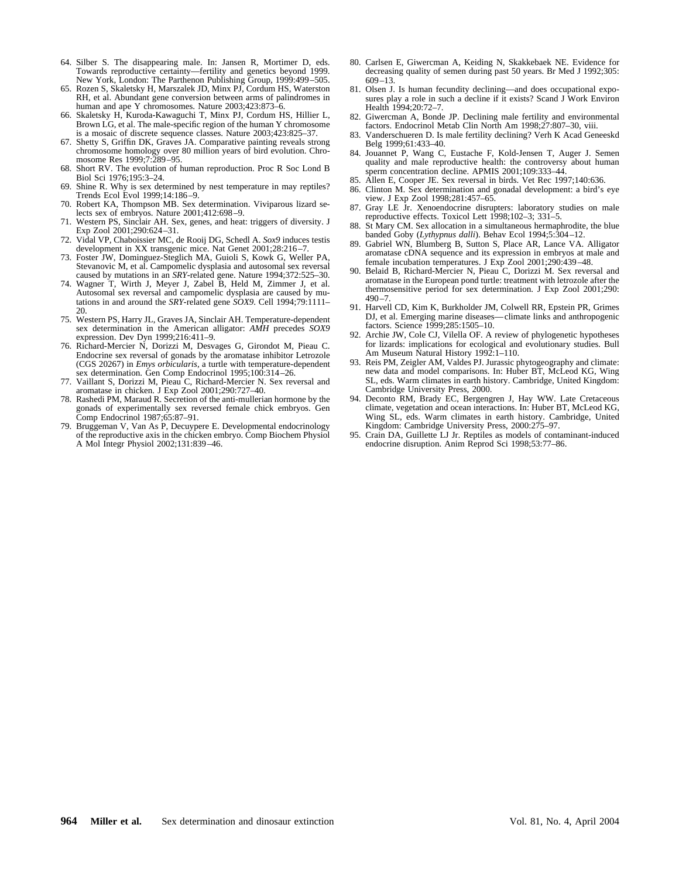64. Silber S. The disappearing male. In: Jansen R, Mortimer D, eds. Towards reproductive certainty—fertility and genetics beyond 1999. New York, London: The Parthenon Publishing Group, 1999:499–505.
65. Rozen S, Skaletsky H, Marszalek JD, Minx PJ, Cordum HS, Waterston RH, et al. Abundant gene conversion between arms of palindromes in human and ape Y chromosomes. Nature 2003;423:873–6.
66. Skaletsky H, Kuroda-Kawaguchi T, Minx PJ, Cordum HS, Hillier L, Brown LG, et al. The male-specific region of the human Y chromosome is a mosaic of discrete sequence classes. Nature 2003;423:825–37.
67. Shetty S, Griffin DK, Graves JA. Comparative painting reveals strong chromosome homology over 80 million years of bird evolution. Chromosome Res 1999;7:289–95.
68. Short RV. The evolution of human reproduction. Proc R Soc Lond B Biol Sci 1976;195:3–24.
69. Shine R. Why is sex determined by nest temperature in may reptiles? Trends Ecol Evol 1999;14:186–9.
70. Robert KA, Thompson MB. Sex determination. Viviparous lizard selects sex of embryos. Nature 2001;412:698–9.
71. Western PS, Sinclair AH. Sex, genes, and heat: triggers of diversity. J Exp Zool 2001;290:624–31.
72. Vidal VP, Chaboissier MC, de Rooij DG, Schedl A. *Sox9* induces testis development in XX transgenic mice. Nat Genet 2001;28:216–7.
73. Foster JW, Dominguez-Steglich MA, Guioli S, Kowk G, Weller PA, Stevanovic M, et al. Campomelic dysplasia and autosomal sex reversal caused by mutations in an *SRY*-related gene. Nature 1994;372:525–30.
74. Wagner T, Wirth J, Meyer J, Zabel B, Held M, Zimmer J, et al. Autosomal sex reversal and campomelic dysplasia are caused by mutations in and around the *SRY*-related gene *SOX9*. Cell 1994;79:1111–20.
75. Western PS, Harry JL, Graves JA, Sinclair AH. Temperature-dependent sex determination in the American alligator: *AMH* precedes *SOX9* expression. Dev Dyn 1999;216:411–9.
76. Richard-Mercier N, Dorizzi M, Desvages G, Girondot M, Pieau C. Endocrine sex reversal of gonads by the aromatase inhibitor Letrozole (CGS 20267) in *Emys orbicularis*, a turtle with temperature-dependent sex determination. Gen Comp Endocrinol 1995;100:314–26.
77. Vaillant S, Dorizzi M, Pieau C, Richard-Mercier N. Sex reversal and aromatase in chicken. J Exp Zool 2001;290:727–40.
78. Rashedi PM, Maraud R. Secretion of the anti-mullerian hormone by the gonads of experimentally sex reversed female chick embryos. Gen Comp Endocrinol 1987;65:87–91.
79. Bruggeman V, Van As P, Decuypere E. Developmental endocrinology of the reproductive axis in the chicken embryo. Comp Biochem Physiol A Mol Integr Physiol 2002;131:839–46.
80. Carlsen E, Giwercman A, Keiding N, Skakkebaek NE. Evidence for decreasing quality of semen during past 50 years. Br Med J 1992;305:609–13.
81. Olsen J. Is human fecundity declining—and does occupational exposures play a role in such a decline if it exists? Scand J Work Environ Health 1994;20:72–7.
82. Giwercman A, Bonde JP. Declining male fertility and environmental factors. Endocrinol Metab Clin North Am 1998;27:807–30, viii.
83. Vanderschueren D. Is male fertility declining? Verh K Acad Geneeskd Belg 1999;61:433–40.
84. Jouannet P, Wang C, Eustache F, Kold-Jensen T, Auger J. Semen quality and male reproductive health: the controversy about human sperm concentration decline. APMIS 2001;109:333–44.
85. Allen E, Cooper JE. Sex reversal in birds. Vet Rec 1997;140:636.
86. Clinton M. Sex determination and gonadal development: a bird's eye view. J Exp Zool 1998;281:457–65.
87. Gray LE Jr. Xenoendocrine disrupters: laboratory studies on male reproductive effects. Toxicol Lett 1998;102–3; 331–5.
88. St Mary CM. Sex allocation in a simultaneous hermaphrodite, the blue banded Goby (*Lythypnus dalli*). Behav Ecol 1994;5:304–12.
89. Gabriel WN, Blumberg B, Sutton S, Place AR, Lance VA. Alligator aromatase cDNA sequence and its expression in embryos at male and female incubation temperatures. J Exp Zool 2001;290:439–48.
90. Belaid B, Richard-Mercier N, Pieau C, Dorizzi M. Sex reversal and aromatase in the European pond turtle: treatment with letrozole after the thermosensitive period for sex determination. J Exp Zool 2001;290:490–7.
91. Harvell CD, Kim K, Burkholder JM, Colwell RR, Epstein PR, Grimes DJ, et al. Emerging marine diseases—climate links and anthropogenic factors. Science 1999;285:1505–10.
92. Archie JW, Cole CJ, Vilella OF. A review of phylogenetic hypotheses for lizards: implications for ecological and evolutionary studies. Bull Am Museum Natural History 1992:1–110.
93. Reis PM, Zeigler AM, Valdes PJ. Jurassic phytogeography and climate: new data and model comparisons. In: Huber BT, McLeod KG, Wing SL, eds. Warm climates in earth history. Cambridge, United Kingdom: Cambridge University Press, 2000.
94. Deconto RM, Brady EC, Bergengren J, Hay WW. Late Cretaceous climate, vegetation and ocean interactions. In: Huber BT, McLeod KG, Wing SL, eds. Warm climates in earth history. Cambridge, United Kingdom: Cambridge University Press, 2000:275–97.
95. Crain DA, Guillette LJ Jr. Reptiles as models of contaminant-induced endocrine disruption. Anim Reprod Sci 1998;53:77–86.